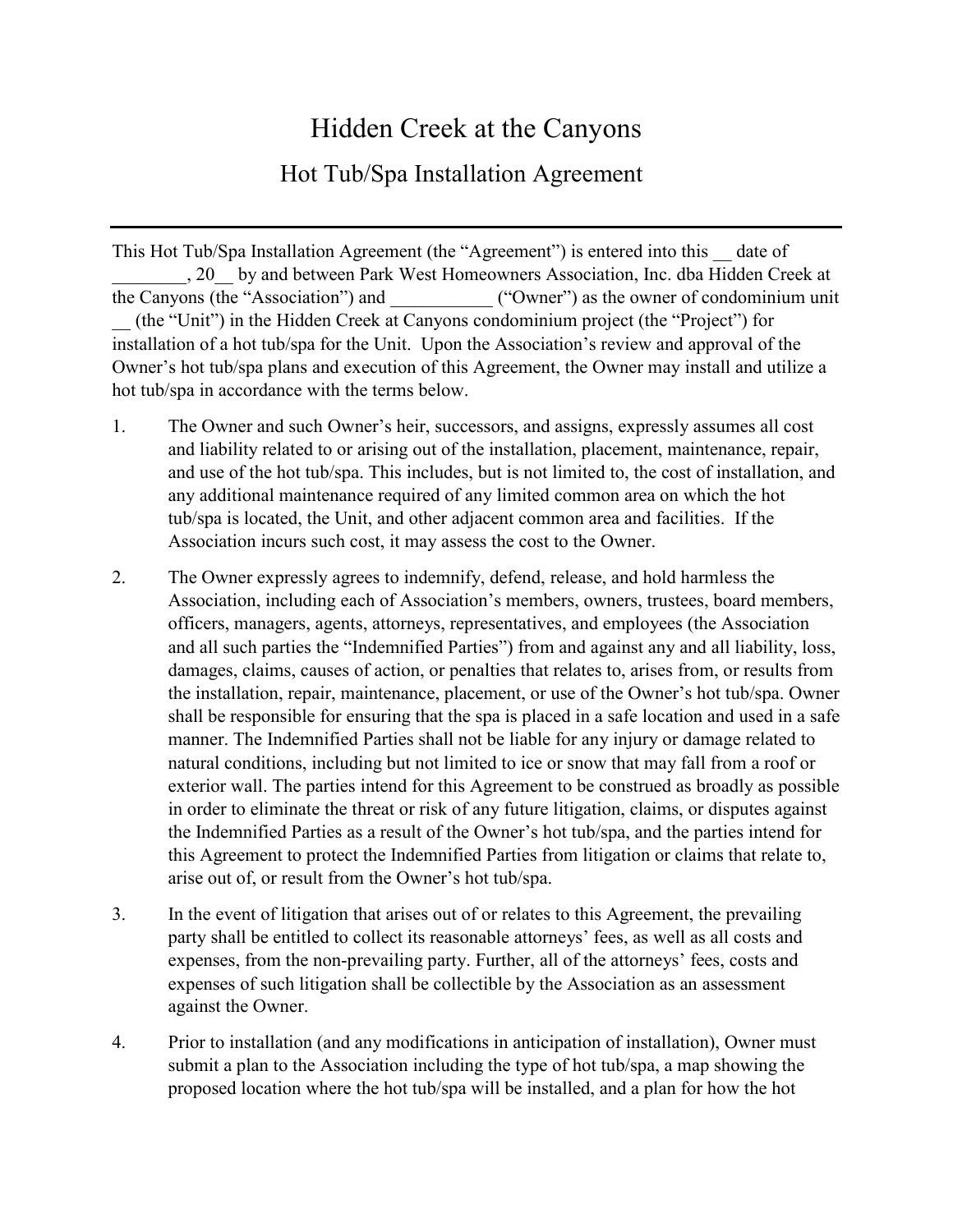# Hidden Creek at the Canyons

## Hot Tub/Spa Installation Agreement

---

This Hot Tub/Spa Installation Agreement (the "Agreement") is entered into this __ date of ________, 20__ by and between Park West Homeowners Association, Inc. dba Hidden Creek at the Canyons (the "Association") and ___________ ("Owner") as the owner of condominium unit __ (the "Unit") in the Hidden Creek at Canyons condominium project (the "Project") for installation of a hot tub/spa for the Unit. Upon the Association's review and approval of the Owner's hot tub/spa plans and execution of this Agreement, the Owner may install and utilize a hot tub/spa in accordance with the terms below.

1. The Owner and such Owner's heir, successors, and assigns, expressly assumes all cost and liability related to or arising out of the installation, placement, maintenance, repair, and use of the hot tub/spa. This includes, but is not limited to, the cost of installation, and any additional maintenance required of any limited common area on which the hot tub/spa is located, the Unit, and other adjacent common area and facilities. If the Association incurs such cost, it may assess the cost to the Owner.

2. The Owner expressly agrees to indemnify, defend, release, and hold harmless the Association, including each of Association's members, owners, trustees, board members, officers, managers, agents, attorneys, representatives, and employees (the Association and all such parties the "Indemnified Parties") from and against any and all liability, loss, damages, claims, causes of action, or penalties that relates to, arises from, or results from the installation, repair, maintenance, placement, or use of the Owner's hot tub/spa. Owner shall be responsible for ensuring that the spa is placed in a safe location and used in a safe manner. The Indemnified Parties shall not be liable for any injury or damage related to natural conditions, including but not limited to ice or snow that may fall from a roof or exterior wall. The parties intend for this Agreement to be construed as broadly as possible in order to eliminate the threat or risk of any future litigation, claims, or disputes against the Indemnified Parties as a result of the Owner's hot tub/spa, and the parties intend for this Agreement to protect the Indemnified Parties from litigation or claims that relate to, arise out of, or result from the Owner's hot tub/spa.

3. In the event of litigation that arises out of or relates to this Agreement, the prevailing party shall be entitled to collect its reasonable attorneys' fees, as well as all costs and expenses, from the non-prevailing party. Further, all of the attorneys' fees, costs and expenses of such litigation shall be collectible by the Association as an assessment against the Owner.

4. Prior to installation (and any modifications in anticipation of installation), Owner must submit a plan to the Association including the type of hot tub/spa, a map showing the proposed location where the hot tub/spa will be installed, and a plan for how the hot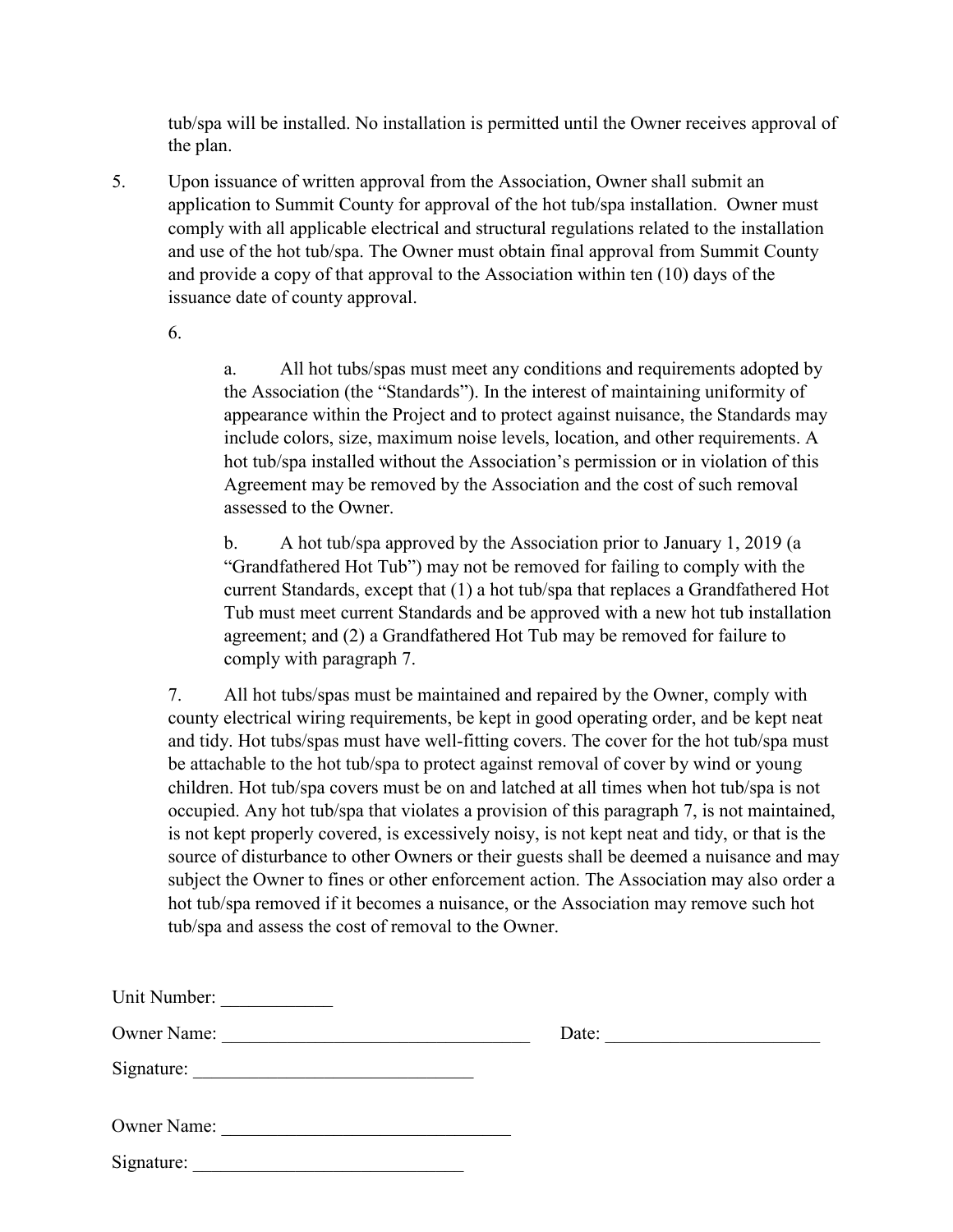tub/spa will be installed. No installation is permitted until the Owner receives approval of the plan.

5. Upon issuance of written approval from the Association, Owner shall submit an application to Summit County for approval of the hot tub/spa installation. Owner must comply with all applicable electrical and structural regulations related to the installation and use of the hot tub/spa. The Owner must obtain final approval from Summit County and provide a copy of that approval to the Association within ten (10) days of the issuance date of county approval.

6.

   a. All hot tubs/spas must meet any conditions and requirements adopted by the Association (the "Standards"). In the interest of maintaining uniformity of appearance within the Project and to protect against nuisance, the Standards may include colors, size, maximum noise levels, location, and other requirements. A hot tub/spa installed without the Association's permission or in violation of this Agreement may be removed by the Association and the cost of such removal assessed to the Owner.

   b. A hot tub/spa approved by the Association prior to January 1, 2019 (a "Grandfathered Hot Tub") may not be removed for failing to comply with the current Standards, except that (1) a hot tub/spa that replaces a Grandfathered Hot Tub must meet current Standards and be approved with a new hot tub installation agreement; and (2) a Grandfathered Hot Tub may be removed for failure to comply with paragraph 7.

7. All hot tubs/spas must be maintained and repaired by the Owner, comply with county electrical wiring requirements, be kept in good operating order, and be kept neat and tidy. Hot tubs/spas must have well-fitting covers. The cover for the hot tub/spa must be attachable to the hot tub/spa to protect against removal of cover by wind or young children. Hot tub/spa covers must be on and latched at all times when hot tub/spa is not occupied. Any hot tub/spa that violates a provision of this paragraph 7, is not maintained, is not kept properly covered, is excessively noisy, is not kept neat and tidy, or that is the source of disturbance to other Owners or their guests shall be deemed a nuisance and may subject the Owner to fines or other enforcement action. The Association may also order a hot tub/spa removed if it becomes a nuisance, or the Association may remove such hot tub/spa and assess the cost of removal to the Owner.

Unit Number: ____________

Owner Name: ________________________________ Date: ______________________

Signature: ____________________________

Owner Name: ______________________________

Signature: ____________________________